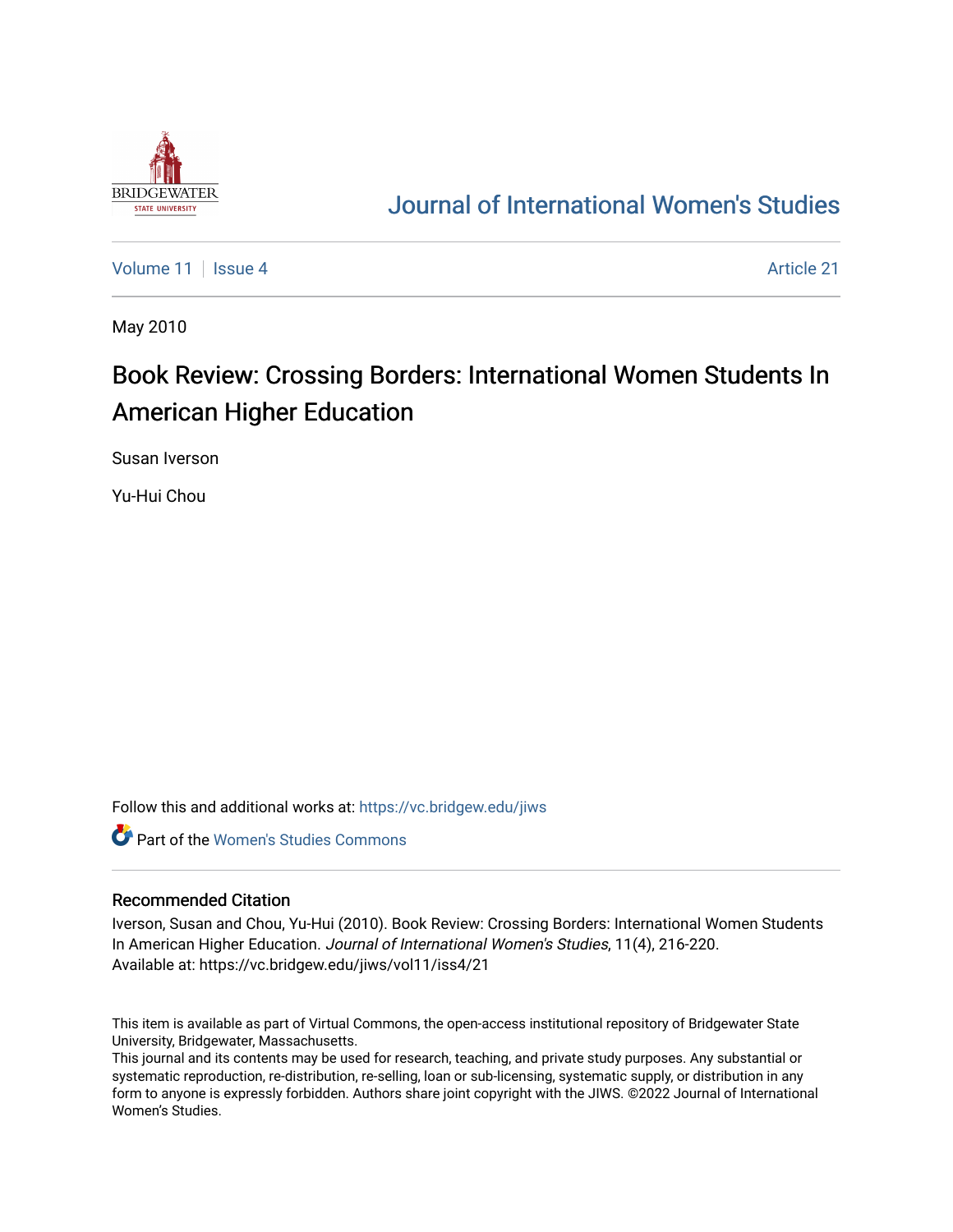Journal of International Women's Studies

Volume 11 | Issue 4 Article 21

May 2010

# Book Review: Crossing Borders: International Women Students In American Higher Education

Susan Iverson

Yu-Hui Chou

Follow this and additional works at: https://vc.bridgew.edu/jiws

Part of the Women's Studies Commons

## Recommended Citation

Iverson, Susan and Chou, Yu-Hui (2010). Book Review: Crossing Borders: International Women Students In American Higher Education. *Journal of International Women's Studies*, 11(4), 216-220. Available at: https://vc.bridgew.edu/jiws/vol11/iss4/21

This item is available as part of Virtual Commons, the open-access institutional repository of Bridgewater State University, Bridgewater, Massachusetts.

This journal and its contents may be used for research, teaching, and private study purposes. Any substantial or systematic reproduction, re-distribution, re-selling, loan or sub-licensing, systematic supply, or distribution in any form to anyone is expressly forbidden. Authors share joint copyright with the JIWS. ©2022 Journal of International Women's Studies.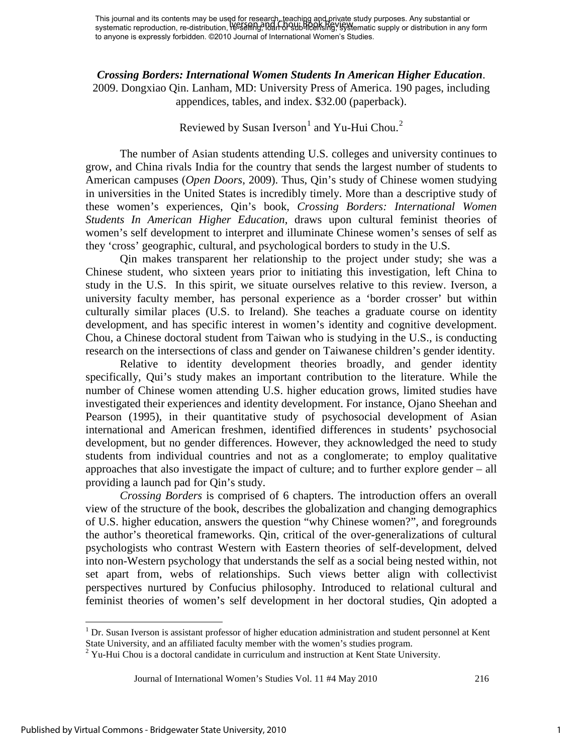This journal and its contents may be used for research, teaching and private study purposes. Any substantial or systematic reproduction, re-distribution, re-selling, loan or sub-licensing, systematic supply or distribution in any form to anyone is expressly forbidden. ©2010 Journal of International Women's Studies.

***Crossing Borders: International Women Students In American Higher Education***. 2009. Dongxiao Qin. Lanham, MD: University Press of America. 190 pages, including appendices, tables, and index. $32.00 (paperback).

Reviewed by Susan Iverson[1] and Yu-Hui Chou.[2]

The number of Asian students attending U.S. colleges and university continues to grow, and China rivals India for the country that sends the largest number of students to American campuses (*Open Doors*, 2009). Thus, Qin's study of Chinese women studying in universities in the United States is incredibly timely. More than a descriptive study of these women's experiences, Qin's book, *Crossing Borders: International Women Students In American Higher Education*, draws upon cultural feminist theories of women's self development to interpret and illuminate Chinese women's senses of self as they 'cross' geographic, cultural, and psychological borders to study in the U.S.

Qin makes transparent her relationship to the project under study; she was a Chinese student, who sixteen years prior to initiating this investigation, left China to study in the U.S. In this spirit, we situate ourselves relative to this review. Iverson, a university faculty member, has personal experience as a 'border crosser' but within culturally similar places (U.S. to Ireland). She teaches a graduate course on identity development, and has specific interest in women's identity and cognitive development. Chou, a Chinese doctoral student from Taiwan who is studying in the U.S., is conducting research on the intersections of class and gender on Taiwanese children's gender identity.

Relative to identity development theories broadly, and gender identity specifically, Qui's study makes an important contribution to the literature. While the number of Chinese women attending U.S. higher education grows, limited studies have investigated their experiences and identity development. For instance, Ojano Sheehan and Pearson (1995), in their quantitative study of psychosocial development of Asian international and American freshmen, identified differences in students' psychosocial development, but no gender differences. However, they acknowledged the need to study students from individual countries and not as a conglomerate; to employ qualitative approaches that also investigate the impact of culture; and to further explore gender – all providing a launch pad for Qin's study.

*Crossing Borders* is comprised of 6 chapters. The introduction offers an overall view of the structure of the book, describes the globalization and changing demographics of U.S. higher education, answers the question "why Chinese women?", and foregrounds the author's theoretical frameworks. Qin, critical of the over-generalizations of cultural psychologists who contrast Western with Eastern theories of self-development, delved into non-Western psychology that understands the self as a social being nested within, not set apart from, webs of relationships. Such views better align with collectivist perspectives nurtured by Confucius philosophy. Introduced to relational cultural and feminist theories of women's self development in her doctoral studies, Qin adopted a

[1] Dr. Susan Iverson is assistant professor of higher education administration and student personnel at Kent State University, and an affiliated faculty member with the women's studies program.
[2] Yu-Hui Chou is a doctoral candidate in curriculum and instruction at Kent State University.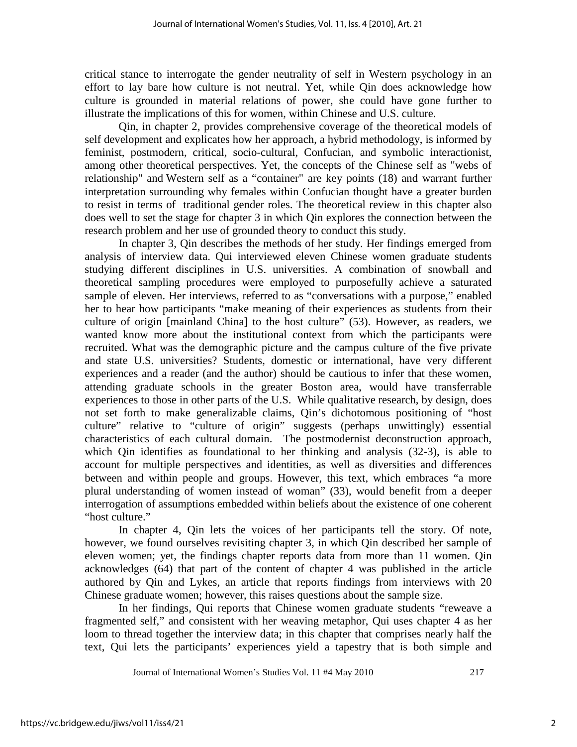critical stance to interrogate the gender neutrality of self in Western psychology in an effort to lay bare how culture is not neutral. Yet, while Qin does acknowledge how culture is grounded in material relations of power, she could have gone further to illustrate the implications of this for women, within Chinese and U.S. culture.

Qin, in chapter 2, provides comprehensive coverage of the theoretical models of self development and explicates how her approach, a hybrid methodology, is informed by feminist, postmodern, critical, socio-cultural, Confucian, and symbolic interactionist, among other theoretical perspectives. Yet, the concepts of the Chinese self as "webs of relationship" and Western self as a "container" are key points (18) and warrant further interpretation surrounding why females within Confucian thought have a greater burden to resist in terms of traditional gender roles. The theoretical review in this chapter also does well to set the stage for chapter 3 in which Qin explores the connection between the research problem and her use of grounded theory to conduct this study.

In chapter 3, Qin describes the methods of her study. Her findings emerged from analysis of interview data. Qui interviewed eleven Chinese women graduate students studying different disciplines in U.S. universities. A combination of snowball and theoretical sampling procedures were employed to purposefully achieve a saturated sample of eleven. Her interviews, referred to as "conversations with a purpose," enabled her to hear how participants "make meaning of their experiences as students from their culture of origin [mainland China] to the host culture" (53). However, as readers, we wanted know more about the institutional context from which the participants were recruited. What was the demographic picture and the campus culture of the five private and state U.S. universities? Students, domestic or international, have very different experiences and a reader (and the author) should be cautious to infer that these women, attending graduate schools in the greater Boston area, would have transferrable experiences to those in other parts of the U.S. While qualitative research, by design, does not set forth to make generalizable claims, Qin's dichotomous positioning of "host culture" relative to "culture of origin" suggests (perhaps unwittingly) essential characteristics of each cultural domain. The postmodernist deconstruction approach, which Qin identifies as foundational to her thinking and analysis (32-3), is able to account for multiple perspectives and identities, as well as diversities and differences between and within people and groups. However, this text, which embraces "a more plural understanding of women instead of woman" (33), would benefit from a deeper interrogation of assumptions embedded within beliefs about the existence of one coherent "host culture."

In chapter 4, Qin lets the voices of her participants tell the story. Of note, however, we found ourselves revisiting chapter 3, in which Qin described her sample of eleven women; yet, the findings chapter reports data from more than 11 women. Qin acknowledges (64) that part of the content of chapter 4 was published in the article authored by Qin and Lykes, an article that reports findings from interviews with 20 Chinese graduate women; however, this raises questions about the sample size.

In her findings, Qui reports that Chinese women graduate students "reweave a fragmented self," and consistent with her weaving metaphor, Qui uses chapter 4 as her loom to thread together the interview data; in this chapter that comprises nearly half the text, Qui lets the participants' experiences yield a tapestry that is both simple and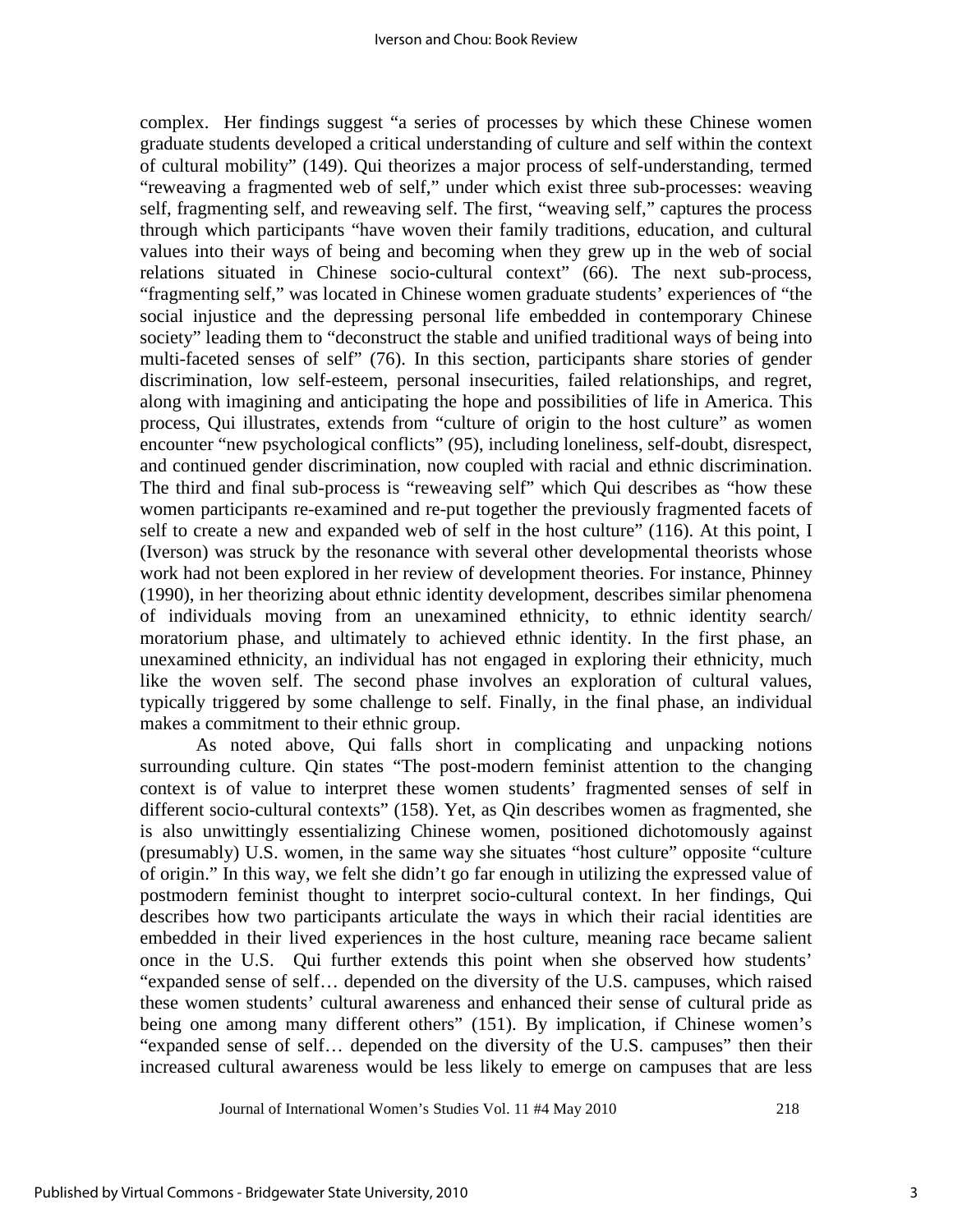complex. Her findings suggest "a series of processes by which these Chinese women graduate students developed a critical understanding of culture and self within the context of cultural mobility" (149). Qui theorizes a major process of self-understanding, termed "reweaving a fragmented web of self," under which exist three sub-processes: weaving self, fragmenting self, and reweaving self. The first, "weaving self," captures the process through which participants "have woven their family traditions, education, and cultural values into their ways of being and becoming when they grew up in the web of social relations situated in Chinese socio-cultural context" (66). The next sub-process, "fragmenting self," was located in Chinese women graduate students' experiences of "the social injustice and the depressing personal life embedded in contemporary Chinese society" leading them to "deconstruct the stable and unified traditional ways of being into multi-faceted senses of self" (76). In this section, participants share stories of gender discrimination, low self-esteem, personal insecurities, failed relationships, and regret, along with imagining and anticipating the hope and possibilities of life in America. This process, Qui illustrates, extends from "culture of origin to the host culture" as women encounter "new psychological conflicts" (95), including loneliness, self-doubt, disrespect, and continued gender discrimination, now coupled with racial and ethnic discrimination. The third and final sub-process is "reweaving self" which Qui describes as "how these women participants re-examined and re-put together the previously fragmented facets of self to create a new and expanded web of self in the host culture" (116). At this point, I (Iverson) was struck by the resonance with several other developmental theorists whose work had not been explored in her review of development theories. For instance, Phinney (1990), in her theorizing about ethnic identity development, describes similar phenomena of individuals moving from an unexamined ethnicity, to ethnic identity search/ moratorium phase, and ultimately to achieved ethnic identity. In the first phase, an unexamined ethnicity, an individual has not engaged in exploring their ethnicity, much like the woven self. The second phase involves an exploration of cultural values, typically triggered by some challenge to self. Finally, in the final phase, an individual makes a commitment to their ethnic group.

As noted above, Qui falls short in complicating and unpacking notions surrounding culture. Qin states "The post-modern feminist attention to the changing context is of value to interpret these women students' fragmented senses of self in different socio-cultural contexts" (158). Yet, as Qin describes women as fragmented, she is also unwittingly essentializing Chinese women, positioned dichotomously against (presumably) U.S. women, in the same way she situates "host culture" opposite "culture of origin." In this way, we felt she didn't go far enough in utilizing the expressed value of postmodern feminist thought to interpret socio-cultural context. In her findings, Qui describes how two participants articulate the ways in which their racial identities are embedded in their lived experiences in the host culture, meaning race became salient once in the U.S. Qui further extends this point when she observed how students' "expanded sense of self… depended on the diversity of the U.S. campuses, which raised these women students' cultural awareness and enhanced their sense of cultural pride as being one among many different others" (151). By implication, if Chinese women's "expanded sense of self… depended on the diversity of the U.S. campuses" then their increased cultural awareness would be less likely to emerge on campuses that are less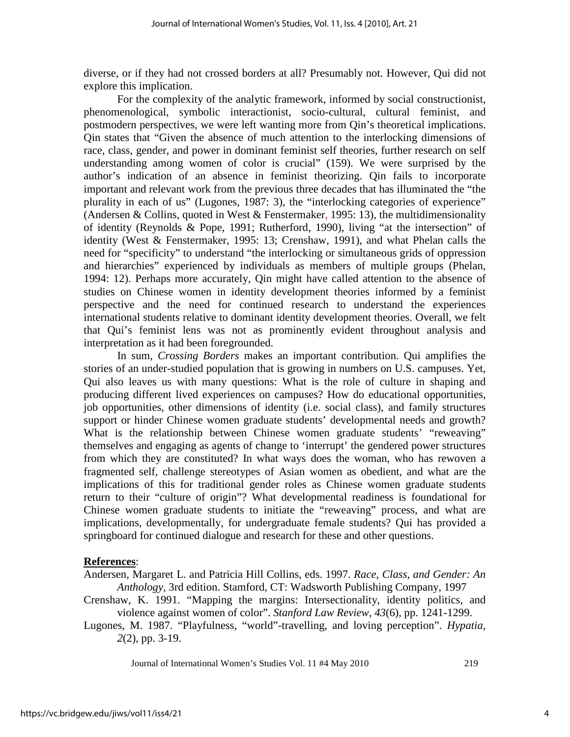diverse, or if they had not crossed borders at all? Presumably not. However, Qui did not explore this implication.

For the complexity of the analytic framework, informed by social constructionist, phenomenological, symbolic interactionist, socio-cultural, cultural feminist, and postmodern perspectives, we were left wanting more from Qin's theoretical implications. Qin states that "Given the absence of much attention to the interlocking dimensions of race, class, gender, and power in dominant feminist self theories, further research on self understanding among women of color is crucial" (159). We were surprised by the author's indication of an absence in feminist theorizing. Qin fails to incorporate important and relevant work from the previous three decades that has illuminated the "the plurality in each of us" (Lugones, 1987: 3), the "interlocking categories of experience" (Andersen & Collins, quoted in West & Fenstermaker, 1995: 13), the multidimensionality of identity (Reynolds & Pope, 1991; Rutherford, 1990), living "at the intersection" of identity (West & Fenstermaker, 1995: 13; Crenshaw, 1991), and what Phelan calls the need for "specificity" to understand "the interlocking or simultaneous grids of oppression and hierarchies" experienced by individuals as members of multiple groups (Phelan, 1994: 12). Perhaps more accurately, Qin might have called attention to the absence of studies on Chinese women in identity development theories informed by a feminist perspective and the need for continued research to understand the experiences international students relative to dominant identity development theories. Overall, we felt that Qui's feminist lens was not as prominently evident throughout analysis and interpretation as it had been foregrounded.

In sum, *Crossing Borders* makes an important contribution. Qui amplifies the stories of an under-studied population that is growing in numbers on U.S. campuses. Yet, Qui also leaves us with many questions: What is the role of culture in shaping and producing different lived experiences on campuses? How do educational opportunities, job opportunities, other dimensions of identity (i.e. social class), and family structures support or hinder Chinese women graduate students' developmental needs and growth? What is the relationship between Chinese women graduate students' "reweaving" themselves and engaging as agents of change to 'interrupt' the gendered power structures from which they are constituted? In what ways does the woman, who has rewoven a fragmented self, challenge stereotypes of Asian women as obedient, and what are the implications of this for traditional gender roles as Chinese women graduate students return to their "culture of origin"? What developmental readiness is foundational for Chinese women graduate students to initiate the "reweaving" process, and what are implications, developmentally, for undergraduate female students? Qui has provided a springboard for continued dialogue and research for these and other questions.

**References**:

Andersen, Margaret L. and Patricia Hill Collins, eds. 1997. *Race, Class, and Gender: An Anthology*, 3rd edition. Stamford, CT: Wadsworth Publishing Company, 1997

Crenshaw, K. 1991. "Mapping the margins: Intersectionality, identity politics, and violence against women of color". *Stanford Law Review, 43*(6), pp. 1241-1299.

Lugones, M. 1987. "Playfulness, "world"-travelling, and loving perception". *Hypatia, 2*(2), pp. 3-19.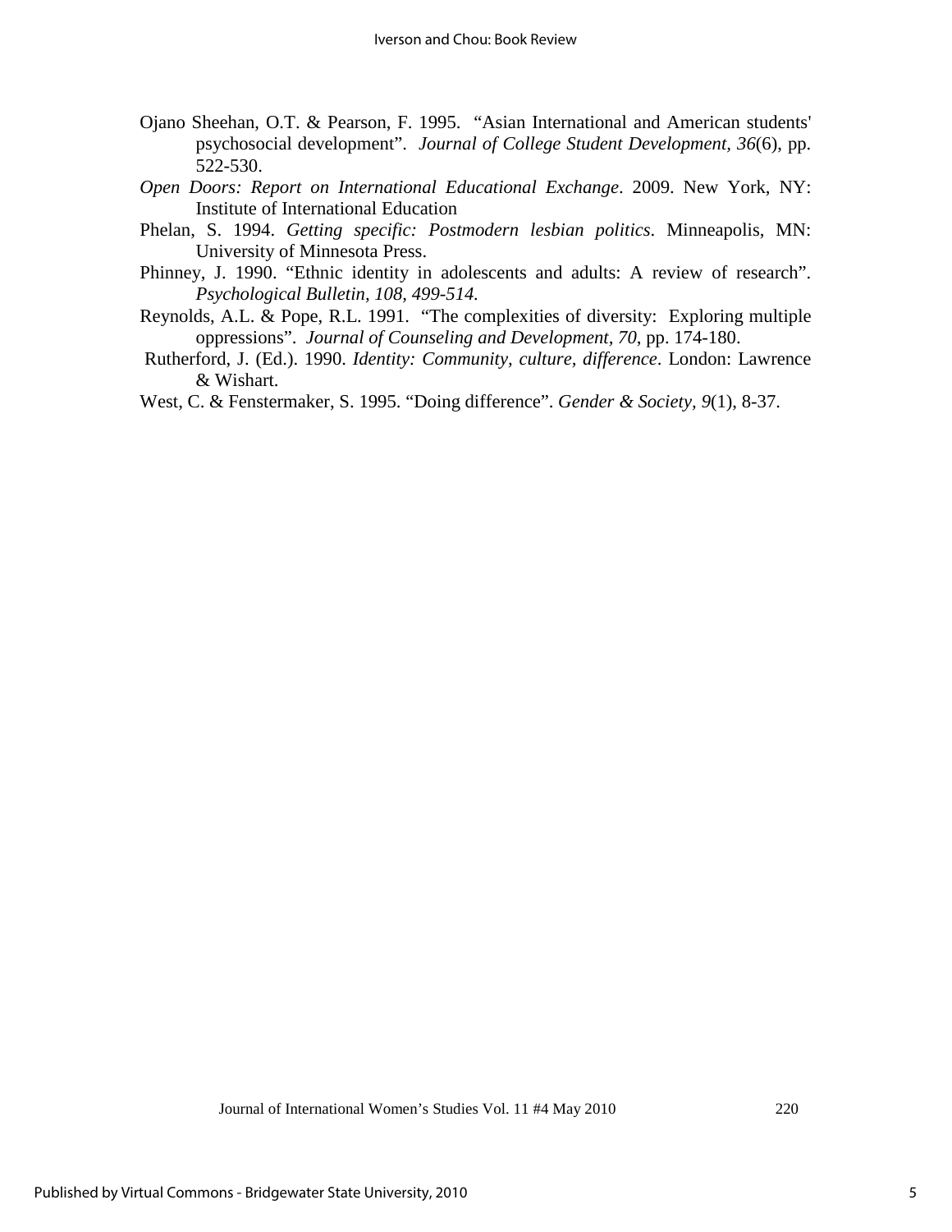Ojano Sheehan, O.T. & Pearson, F. 1995. "Asian International and American students' psychosocial development". *Journal of College Student Development, 36*(6), pp. 522-530.

*Open Doors: Report on International Educational Exchange*. 2009. New York, NY: Institute of International Education

Phelan, S. 1994. *Getting specific: Postmodern lesbian politics*. Minneapolis, MN: University of Minnesota Press.

Phinney, J. 1990. "Ethnic identity in adolescents and adults: A review of research". *Psychological Bulletin, 108, 499-514.*

Reynolds, A.L. & Pope, R.L. 1991. "The complexities of diversity: Exploring multiple oppressions". *Journal of Counseling and Development*, *70*, pp. 174-180.

Rutherford, J. (Ed.). 1990. *Identity: Community, culture, difference*. London: Lawrence & Wishart.

West, C. & Fenstermaker, S. 1995. "Doing difference". *Gender & Society, 9*(1), 8-37.